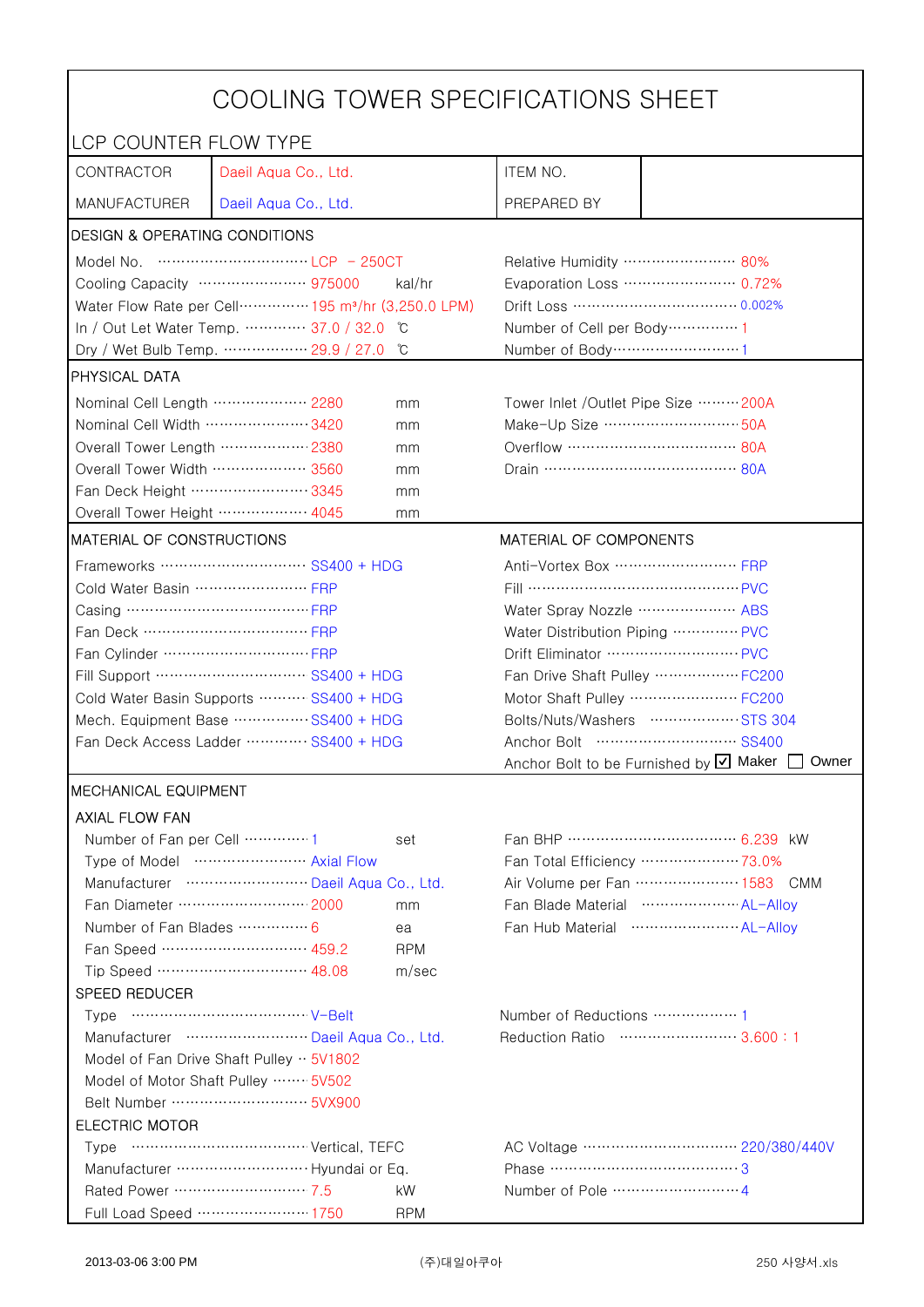# COOLING TOWER SPECIFICATIONS SHEET

## LCP COUNTER FLOW TYPE

| | | | |
|---|---|---|---|
| CONTRACTOR | Daeil Aqua Co., Ltd. | ITEM NO. | |
| MANUFACTURER | Daeil Aqua Co., Ltd. | PREPARED BY | |

### DESIGN & OPERATING CONDITIONS

| | | | |
|---|---|---|---|
| Model No. | LCP - 250CT | Relative Humidity | 80% |
| Cooling Capacity | 975000 kal/hr | Evaporation Loss | 0.72% |
| Water Flow Rate per Cell | 195 m³/hr (3,250.0 LPM) | Drift Loss | 0.002% |
| In / Out Let Water Temp. | 37.0 / 32.0 ℃ | Number of Cell per Body | 1 |
| Dry / Wet Bulb Temp. | 29.9 / 27.0 ℃ | Number of Body | 1 |

### PHYSICAL DATA

| | | | |
|---|---|---|---|
| Nominal Cell Length | 2280 mm | Tower Inlet /Outlet Pipe Size | 200A |
| Nominal Cell Width | 3420 mm | Make-Up Size | 50A |
| Overall Tower Length | 2380 mm | Overflow | 80A |
| Overall Tower Width | 3560 mm | Drain | 80A |
| Fan Deck Height | 3345 mm | | |
| Overall Tower Height | 4045 mm | | |

### MATERIAL OF CONSTRUCTIONS / MATERIAL OF COMPONENTS

| MATERIAL OF CONSTRUCTIONS | | MATERIAL OF COMPONENTS | |
|---|---|---|---|
| Frameworks | SS400 + HDG | Anti-Vortex Box | FRP |
| Cold Water Basin | FRP | Fill | PVC |
| Casing | FRP | Water Spray Nozzle | ABS |
| Fan Deck | FRP | Water Distribution Piping | PVC |
| Fan Cylinder | FRP | Drift Eliminator | PVC |
| Fill Support | SS400 + HDG | Fan Drive Shaft Pulley | FC200 |
| Cold Water Basin Supports | SS400 + HDG | Motor Shaft Pulley | FC200 |
| Mech. Equipment Base | SS400 + HDG | Bolts/Nuts/Washers | STS 304 |
| Fan Deck Access Ladder | SS400 + HDG | Anchor Bolt | SS400 |
| | | Anchor Bolt to be Furnished by | ☑ Maker ☐ Owner |

### MECHANICAL EQUIPMENT

#### AXIAL FLOW FAN

| | | | |
|---|---|---|---|
| Number of Fan per Cell | 1 set | Fan BHP | 6.239 kW |
| Type of Model | Axial Flow | Fan Total Efficiency | 73.0% |
| Manufacturer | Daeil Aqua Co., Ltd. | Air Volume per Fan | 1583 CMM |
| Fan Diameter | 2000 mm | Fan Blade Material | AL-Alloy |
| Number of Fan Blades | 6 ea | Fan Hub Material | AL-Alloy |
| Fan Speed | 459.2 RPM | | |
| Tip Speed | 48.08 m/sec | | |

#### SPEED REDUCER

| | | | |
|---|---|---|---|
| Type | V-Belt | Number of Reductions | 1 |
| Manufacturer | Daeil Aqua Co., Ltd. | Reduction Ratio | 3.600 : 1 |
| Model of Fan Drive Shaft Pulley | 5V1802 | | |
| Model of Motor Shaft Pulley | 5V502 | | |
| Belt Number | 5VX900 | | |

#### ELECTRIC MOTOR

| | | | |
|---|---|---|---|
| Type | Vertical, TEFC | AC Voltage | 220/380/440V |
| Manufacturer | Hyundai or Eq. | Phase | 3 |
| Rated Power | 7.5 kW | Number of Pole | 4 |
| Full Load Speed | 1750 RPM | | |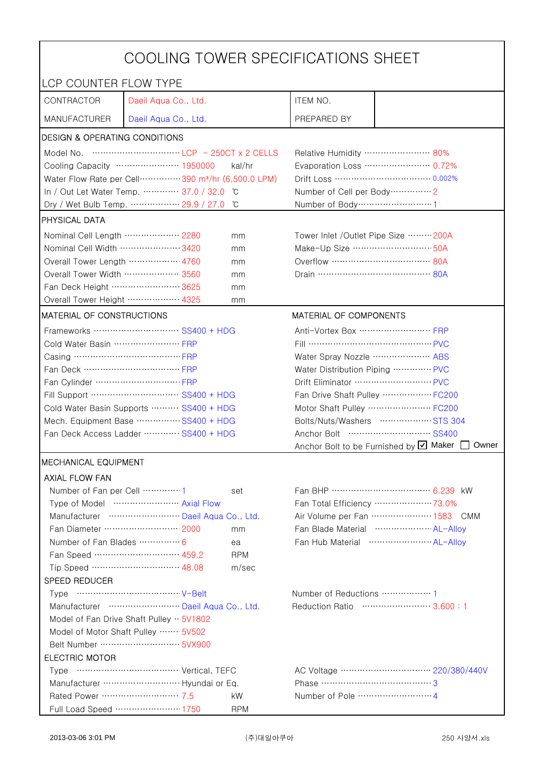# COOLING TOWER SPECIFICATIONS SHEET

LCP COUNTER FLOW TYPE

| | | | |
|---|---|---|---|
| CONTRACTOR | Daeil Aqua Co., Ltd. | ITEM NO. | |
| MANUFACTURER | Daeil Aqua Co., Ltd. | PREPARED BY | |

## DESIGN & OPERATING CONDITIONS

| | | | |
|---|---|---|---|
| Model No. | LCP - 250CT x 2 CELLS | Relative Humidity | 80% |
| Cooling Capacity | 1950000 kal/hr | Evaporation Loss | 0.72% |
| Water Flow Rate per Cell | 390 m³/hr (6,500.0 LPM) | Drift Loss | 0.002% |
| In / Out Let Water Temp. | 37.0 / 32.0 ℃ | Number of Cell per Body | 2 |
| Dry / Wet Bulb Temp. | 29.9 / 27.0 ℃ | Number of Body | 1 |

## PHYSICAL DATA

| | | | |
|---|---|---|---|
| Nominal Cell Length | 2280 mm | Tower Inlet /Outlet Pipe Size | 200A |
| Nominal Cell Width | 3420 mm | Make-Up Size | 50A |
| Overall Tower Length | 4760 mm | Overflow | 80A |
| Overall Tower Width | 3560 mm | Drain | 80A |
| Fan Deck Height | 3625 mm | | |
| Overall Tower Height | 4325 mm | | |

## MATERIAL OF CONSTRUCTIONS / MATERIAL OF COMPONENTS

| MATERIAL OF CONSTRUCTIONS | | MATERIAL OF COMPONENTS | |
|---|---|---|---|
| Frameworks | SS400 + HDG | Anti-Vortex Box | FRP |
| Cold Water Basin | FRP | Fill | PVC |
| Casing | FRP | Water Spray Nozzle | ABS |
| Fan Deck | FRP | Water Distribution Piping | PVC |
| Fan Cylinder | FRP | Drift Eliminator | PVC |
| Fill Support | SS400 + HDG | Fan Drive Shaft Pulley | FC200 |
| Cold Water Basin Supports | SS400 + HDG | Motor Shaft Pulley | FC200 |
| Mech. Equipment Base | SS400 + HDG | Bolts/Nuts/Washers | STS 304 |
| Fan Deck Access Ladder | SS400 + HDG | Anchor Bolt | SS400 |
| | | Anchor Bolt to be Furnished by | ☑ Maker ☐ Owner |

## MECHANICAL EQUIPMENT

### AXIAL FLOW FAN

| | | | |
|---|---|---|---|
| Number of Fan per Cell | 1 set | Fan BHP | 6.239 kW |
| Type of Model | Axial Flow | Fan Total Efficiency | 73.0% |
| Manufacturer | Daeil Aqua Co., Ltd. | Air Volume per Fan | 1583 CMM |
| Fan Diameter | 2000 mm | Fan Blade Material | AL-Alloy |
| Number of Fan Blades | 6 ea | Fan Hub Material | AL-Alloy |
| Fan Speed | 459.2 RPM | | |
| Tip Speed | 48.08 m/sec | | |

### SPEED REDUCER

| | | | |
|---|---|---|---|
| Type | V-Belt | Number of Reductions | 1 |
| Manufacturer | Daeil Aqua Co., Ltd. | Reduction Ratio | 3.600 : 1 |
| Model of Fan Drive Shaft Pulley | 5V1802 | | |
| Model of Motor Shaft Pulley | 5V502 | | |
| Belt Number | 5VX900 | | |

### ELECTRIC MOTOR

| | | | |
|---|---|---|---|
| Type | Vertical, TEFC | AC Voltage | 220/380/440V |
| Manufacturer | Hyundai or Eq. | Phase | 3 |
| Rated Power | 7.5 kW | Number of Pole | 4 |
| Full Load Speed | 1750 RPM | | |

2013-03-06 3:01 PM　　(주)대일아쿠아　　250 사양서.xls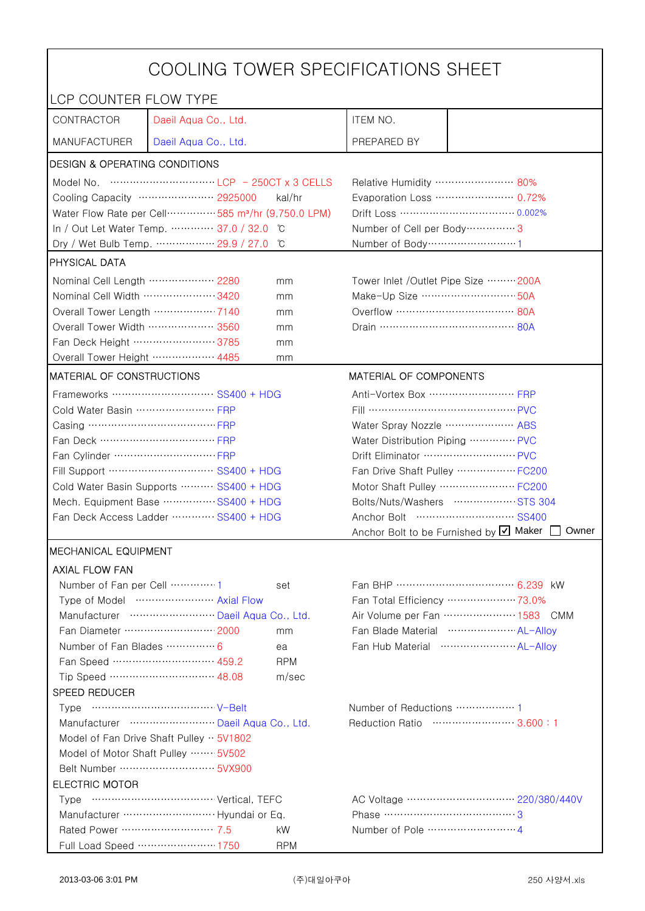# COOLING TOWER SPECIFICATIONS SHEET

## LCP COUNTER FLOW TYPE

| CONTRACTOR | Daeil Aqua Co., Ltd. | ITEM NO. | |
|---|---|---|---|
| MANUFACTURER | Daeil Aqua Co., Ltd. | PREPARED BY | |

### DESIGN & OPERATING CONDITIONS

| | | | |
|---|---|---|---|
| Model No. | LCP - 250CT x 3 CELLS | Relative Humidity | 80% |
| Cooling Capacity | 2925000 kal/hr | Evaporation Loss | 0.72% |
| Water Flow Rate per Cell | 585 m³/hr (9,750.0 LPM) | Drift Loss | 0.002% |
| In / Out Let Water Temp. | 37.0 / 32.0 ℃ | Number of Cell per Body | 3 |
| Dry / Wet Bulb Temp. | 29.9 / 27.0 ℃ | Number of Body | 1 |

### PHYSICAL DATA

| | | | |
|---|---|---|---|
| Nominal Cell Length | 2280 mm | Tower Inlet /Outlet Pipe Size | 200A |
| Nominal Cell Width | 3420 mm | Make-Up Size | 50A |
| Overall Tower Length | 7140 mm | Overflow | 80A |
| Overall Tower Width | 3560 mm | Drain | 80A |
| Fan Deck Height | 3785 mm | | |
| Overall Tower Height | 4485 mm | | |

### MATERIAL OF CONSTRUCTIONS / MATERIAL OF COMPONENTS

| MATERIAL OF CONSTRUCTIONS | | MATERIAL OF COMPONENTS | |
|---|---|---|---|
| Frameworks | SS400 + HDG | Anti-Vortex Box | FRP |
| Cold Water Basin | FRP | Fill | PVC |
| Casing | FRP | Water Spray Nozzle | ABS |
| Fan Deck | FRP | Water Distribution Piping | PVC |
| Fan Cylinder | FRP | Drift Eliminator | PVC |
| Fill Support | SS400 + HDG | Fan Drive Shaft Pulley | FC200 |
| Cold Water Basin Supports | SS400 + HDG | Motor Shaft Pulley | FC200 |
| Mech. Equipment Base | SS400 + HDG | Bolts/Nuts/Washers | STS 304 |
| Fan Deck Access Ladder | SS400 + HDG | Anchor Bolt | SS400 |
| | | Anchor Bolt to be Furnished by | ☑ Maker ☐ Owner |

### MECHANICAL EQUIPMENT

#### AXIAL FLOW FAN

| | | | |
|---|---|---|---|
| Number of Fan per Cell | 1 set | Fan BHP | 6.239 kW |
| Type of Model | Axial Flow | Fan Total Efficiency | 73.0% |
| Manufacturer | Daeil Aqua Co., Ltd. | Air Volume per Fan | 1583 CMM |
| Fan Diameter | 2000 mm | Fan Blade Material | AL-Alloy |
| Number of Fan Blades | 6 ea | Fan Hub Material | AL-Alloy |
| Fan Speed | 459.2 RPM | | |
| Tip Speed | 48.08 m/sec | | |

#### SPEED REDUCER

| | | | |
|---|---|---|---|
| Type | V-Belt | Number of Reductions | 1 |
| Manufacturer | Daeil Aqua Co., Ltd. | Reduction Ratio | 3.600 : 1 |
| Model of Fan Drive Shaft Pulley | 5V1802 | | |
| Model of Motor Shaft Pulley | 5V502 | | |
| Belt Number | 5VX900 | | |

#### ELECTRIC MOTOR

| | | | |
|---|---|---|---|
| Type | Vertical, TEFC | AC Voltage | 220/380/440V |
| Manufacturer | Hyundai or Eq. | Phase | 3 |
| Rated Power | 7.5 kW | Number of Pole | 4 |
| Full Load Speed | 1750 RPM | | |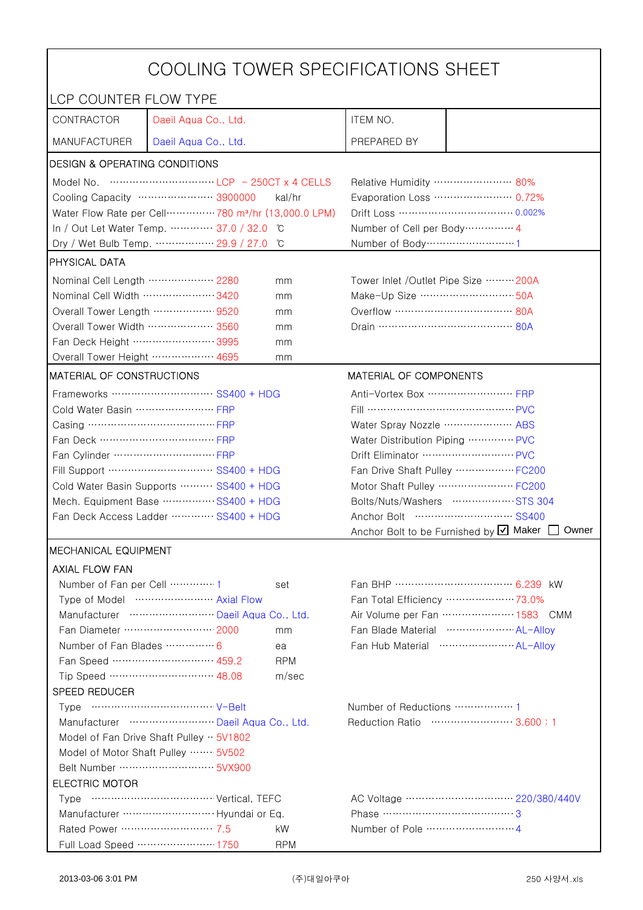# COOLING TOWER SPECIFICATIONS SHEET

## LCP COUNTER FLOW TYPE

| | | | |
|---|---|---|---|
| CONTRACTOR | Daeil Aqua Co., Ltd. | ITEM NO. | |
| MANUFACTURER | Daeil Aqua Co., Ltd. | PREPARED BY | |

## DESIGN & OPERATING CONDITIONS

| | | | |
|---|---|---|---|
| Model No. | LCP - 250CT x 4 CELLS | Relative Humidity | 80% |
| Cooling Capacity | 3900000 kal/hr | Evaporation Loss | 0.72% |
| Water Flow Rate per Cell | 780 m³/hr (13,000.0 LPM) | Drift Loss | 0.002% |
| In / Out Let Water Temp. | 37.0 / 32.0 ℃ | Number of Cell per Body | 4 |
| Dry / Wet Bulb Temp. | 29.9 / 27.0 ℃ | Number of Body | 1 |

## PHYSICAL DATA

| | | | |
|---|---|---|---|
| Nominal Cell Length | 2280 mm | Tower Inlet /Outlet Pipe Size | 200A |
| Nominal Cell Width | 3420 mm | Make-Up Size | 50A |
| Overall Tower Length | 9520 mm | Overflow | 80A |
| Overall Tower Width | 3560 mm | Drain | 80A |
| Fan Deck Height | 3995 mm | | |
| Overall Tower Height | 4695 mm | | |

## MATERIAL OF CONSTRUCTIONS / MATERIAL OF COMPONENTS

| MATERIAL OF CONSTRUCTIONS | | MATERIAL OF COMPONENTS | |
|---|---|---|---|
| Frameworks | SS400 + HDG | Anti-Vortex Box | FRP |
| Cold Water Basin | FRP | Fill | PVC |
| Casing | FRP | Water Spray Nozzle | ABS |
| Fan Deck | FRP | Water Distribution Piping | PVC |
| Fan Cylinder | FRP | Drift Eliminator | PVC |
| Fill Support | SS400 + HDG | Fan Drive Shaft Pulley | FC200 |
| Cold Water Basin Supports | SS400 + HDG | Motor Shaft Pulley | FC200 |
| Mech. Equipment Base | SS400 + HDG | Bolts/Nuts/Washers | STS 304 |
| Fan Deck Access Ladder | SS400 + HDG | Anchor Bolt | SS400 |
| | | Anchor Bolt to be Furnished by | ☑ Maker ☐ Owner |

## MECHANICAL EQUIPMENT

### AXIAL FLOW FAN

| | | | |
|---|---|---|---|
| Number of Fan per Cell | 1 set | Fan BHP | 6.239 kW |
| Type of Model | Axial Flow | Fan Total Efficiency | 73.0% |
| Manufacturer | Daeil Aqua Co., Ltd. | Air Volume per Fan | 1583 CMM |
| Fan Diameter | 2000 mm | Fan Blade Material | AL-Alloy |
| Number of Fan Blades | 6 ea | Fan Hub Material | AL-Alloy |
| Fan Speed | 459.2 RPM | | |
| Tip Speed | 48.08 m/sec | | |

### SPEED REDUCER

| | | | |
|---|---|---|---|
| Type | V-Belt | Number of Reductions | 1 |
| Manufacturer | Daeil Aqua Co., Ltd. | Reduction Ratio | 3.600 : 1 |
| Model of Fan Drive Shaft Pulley | 5V1802 | | |
| Model of Motor Shaft Pulley | 5V502 | | |
| Belt Number | 5VX900 | | |

### ELECTRIC MOTOR

| | | | |
|---|---|---|---|
| Type | Vertical, TEFC | AC Voltage | 220/380/440V |
| Manufacturer | Hyundai or Eq. | Phase | 3 |
| Rated Power | 7.5 kW | Number of Pole | 4 |
| Full Load Speed | 1750 RPM | | |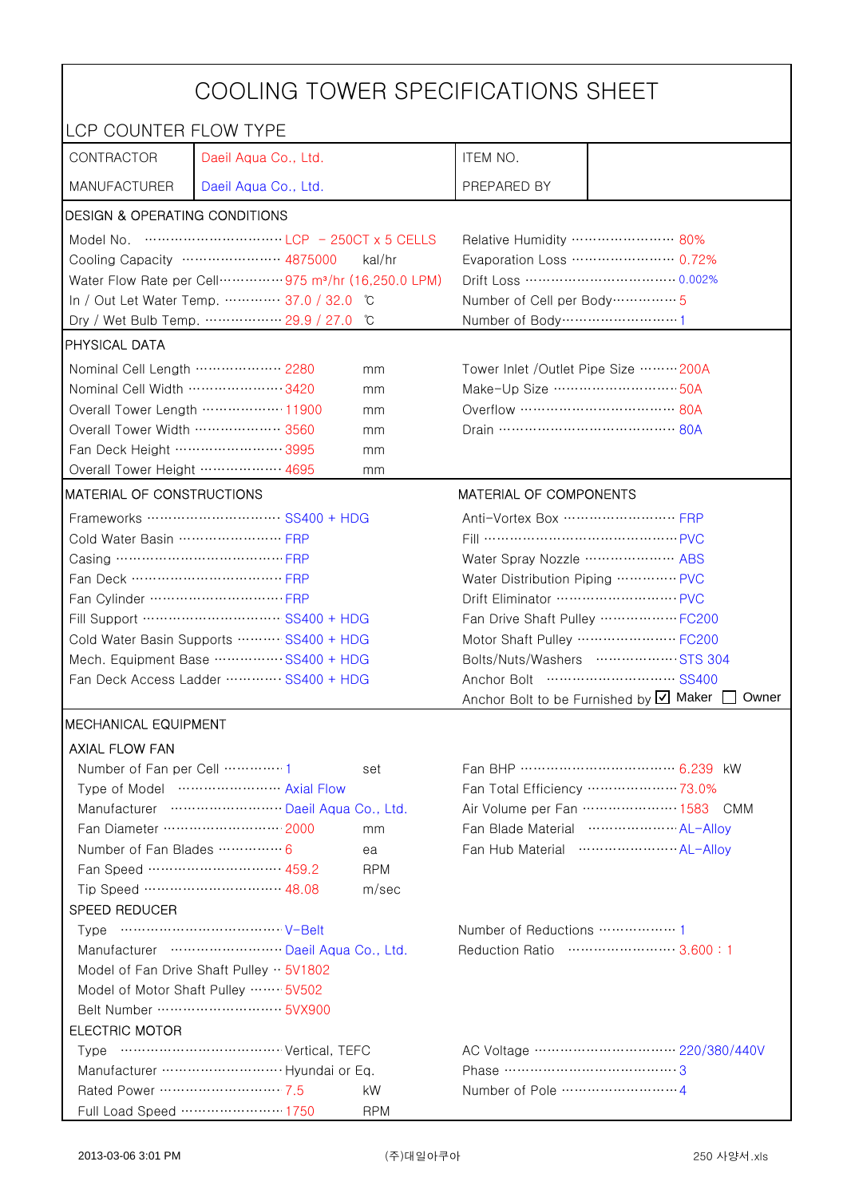# COOLING TOWER SPECIFICATIONS SHEET

LCP COUNTER FLOW TYPE

| | | | |
|---|---|---|---|
| CONTRACTOR | Daeil Aqua Co., Ltd. | ITEM NO. | |
| MANUFACTURER | Daeil Aqua Co., Ltd. | PREPARED BY | |

## DESIGN & OPERATING CONDITIONS

| | | | | |
|---|---|---|---|---|
| Model No. | LCP − 250CT x 5 CELLS | | Relative Humidity | 80% |
| Cooling Capacity | 4875000 | kal/hr | Evaporation Loss | 0.72% |
| Water Flow Rate per Cell | 975 m³/hr (16,250.0 LPM) | | Drift Loss | 0.002% |
| In / Out Let Water Temp. | 37.0 / 32.0 | ℃ | Number of Cell per Body | 5 |
| Dry / Wet Bulb Temp. | 29.9 / 27.0 | ℃ | Number of Body | 1 |

## PHYSICAL DATA

| | | | | |
|---|---|---|---|---|
| Nominal Cell Length | 2280 | mm | Tower Inlet /Outlet Pipe Size | 200A |
| Nominal Cell Width | 3420 | mm | Make-Up Size | 50A |
| Overall Tower Length | 11900 | mm | Overflow | 80A |
| Overall Tower Width | 3560 | mm | Drain | 80A |
| Fan Deck Height | 3995 | mm | | |
| Overall Tower Height | 4695 | mm | | |

## MATERIAL OF CONSTRUCTIONS / MATERIAL OF COMPONENTS

| MATERIAL OF CONSTRUCTIONS | | MATERIAL OF COMPONENTS | |
|---|---|---|---|
| Frameworks | SS400 + HDG | Anti-Vortex Box | FRP |
| Cold Water Basin | FRP | Fill | PVC |
| Casing | FRP | Water Spray Nozzle | ABS |
| Fan Deck | FRP | Water Distribution Piping | PVC |
| Fan Cylinder | FRP | Drift Eliminator | PVC |
| Fill Support | SS400 + HDG | Fan Drive Shaft Pulley | FC200 |
| Cold Water Basin Supports | SS400 + HDG | Motor Shaft Pulley | FC200 |
| Mech. Equipment Base | SS400 + HDG | Bolts/Nuts/Washers | STS 304 |
| Fan Deck Access Ladder | SS400 + HDG | Anchor Bolt | SS400 |
| | | Anchor Bolt to be Furnished by | ☑ Maker ☐ Owner |

## MECHANICAL EQUIPMENT

### AXIAL FLOW FAN

| | | | | | |
|---|---|---|---|---|---|
| Number of Fan per Cell | 1 | set | Fan BHP | 6.239 | kW |
| Type of Model | Axial Flow | | Fan Total Efficiency | 73.0% | |
| Manufacturer | Daeil Aqua Co., Ltd. | | Air Volume per Fan | 1583 | CMM |
| Fan Diameter | 2000 | mm | Fan Blade Material | AL-Alloy | |
| Number of Fan Blades | 6 | ea | Fan Hub Material | AL-Alloy | |
| Fan Speed | 459.2 | RPM | | | |
| Tip Speed | 48.08 | m/sec | | | |

### SPEED REDUCER

| | | | |
|---|---|---|---|
| Type | V-Belt | Number of Reductions | 1 |
| Manufacturer | Daeil Aqua Co., Ltd. | Reduction Ratio | 3.600 : 1 |
| Model of Fan Drive Shaft Pulley | 5V1802 | | |
| Model of Motor Shaft Pulley | 5V502 | | |
| Belt Number | 5VX900 | | |

### ELECTRIC MOTOR

| | | | | |
|---|---|---|---|---|
| Type | Vertical, TEFC | | AC Voltage | 220/380/440V |
| Manufacturer | Hyundai or Eq. | | Phase | 3 |
| Rated Power | 7.5 | kW | Number of Pole | 4 |
| Full Load Speed | 1750 | RPM | | |